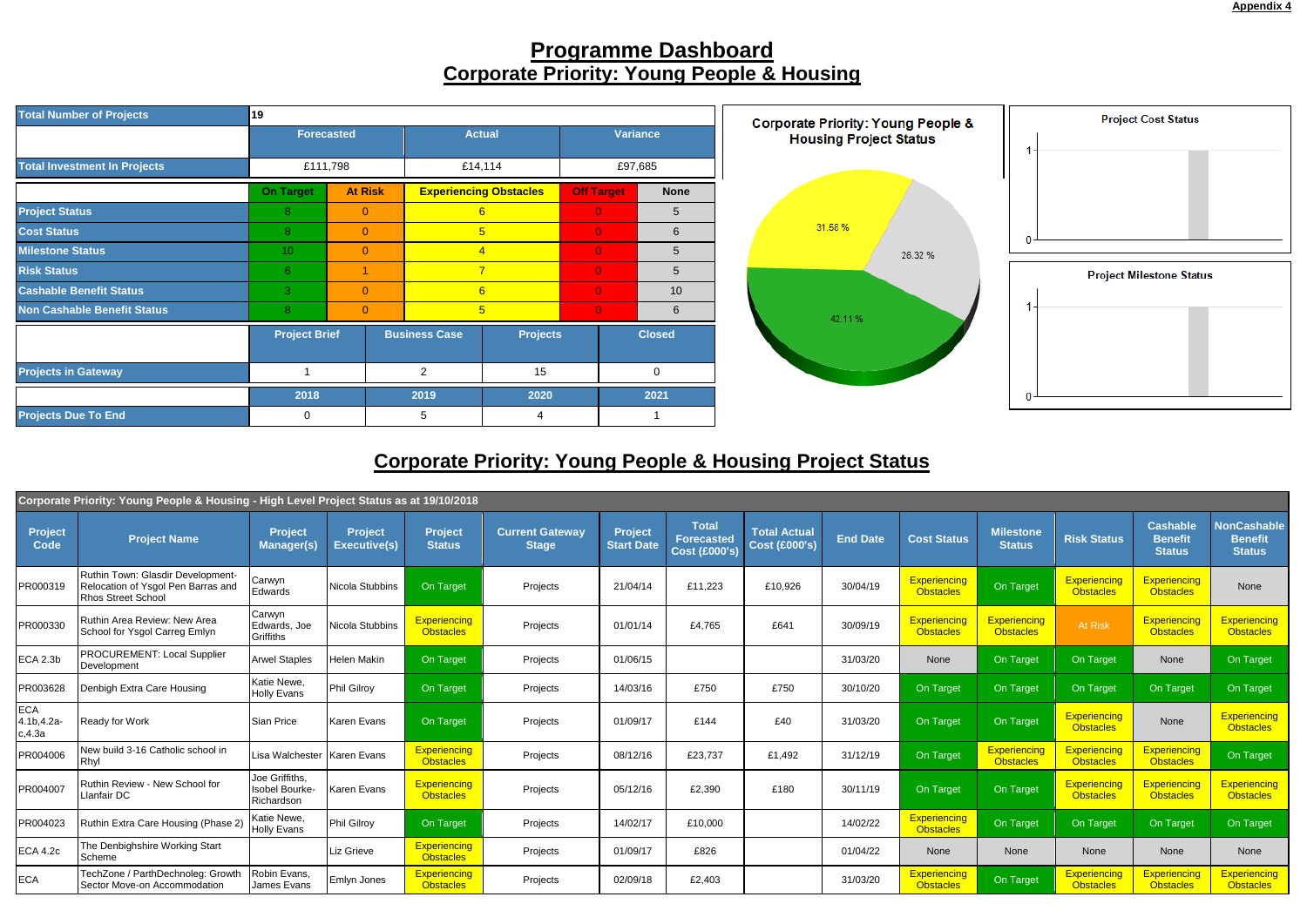Appendix 4

# Programme Dashboard
## Corporate Priority: Young People & Housing

| Total Number of Projects | 19 | | |
|---|---|---|---|
| | Forecasted | Actual | Variance |
| Total Investment In Projects | £111,798 | £14,114 | £97,685 |

| | On Target | At Risk | Experiencing Obstacles | Off Target | None |
|---|---|---|---|---|---|
| Project Status | 8 | 0 | 6 | 0 | 5 |
| Cost Status | 8 | 0 | 5 | 0 | 6 |
| Milestone Status | 10 | 0 | 4 | 0 | 5 |
| Risk Status | 6 | 1 | 7 | 0 | 5 |
| Cashable Benefit Status | 3 | 0 | 6 | 0 | 10 |
| Non Cashable Benefit Status | 8 | 0 | 5 | 0 | 6 |

| | Project Brief | Business Case | Projects | Closed |
|---|---|---|---|---|
| Projects in Gateway | 1 | 2 | 15 | 0 |

| | 2018 | 2019 | 2020 | 2021 |
|---|---|---|---|---|
| Projects Due To End | 0 | 5 | 4 | 1 |

Corporate Priority: Young People & Housing Project Status

31.58 %

26.32 %

42.11 %

Project Cost Status

Project Milestone Status

## Corporate Priority: Young People & Housing Project Status

Corporate Priority: Young People & Housing - High Level Project Status as at 19/10/2018

| Project Code | Project Name | Project Manager(s) | Project Executive(s) | Project Status | Current Gateway Stage | Project Start Date | Total Forecasted Cost (£000's) | Total Actual Cost (£000's) | End Date | Cost Status | Milestone Status | Risk Status | Cashable Benefit Status | NonCashable Benefit Status |
|---|---|---|---|---|---|---|---|---|---|---|---|---|---|---|
| PR000319 | Ruthin Town: Glasdir Development- Relocation of Ysgol Pen Barras and Rhos Street School | Carwyn Edwards | Nicola Stubbins | On Target | Projects | 21/04/14 | £11,223 | £10,926 | 30/04/19 | Experiencing Obstacles | On Target | Experiencing Obstacles | Experiencing Obstacles | None |
| PR000330 | Ruthin Area Review: New Area School for Ysgol Carreg Emlyn | Carwyn Edwards, Joe Griffiths | Nicola Stubbins | Experiencing Obstacles | Projects | 01/01/14 | £4,765 | £641 | 30/09/19 | Experiencing Obstacles | Experiencing Obstacles | At Risk | Experiencing Obstacles | Experiencing Obstacles |
| ECA 2.3b | PROCUREMENT: Local Supplier Development | Arwel Staples | Helen Makin | On Target | Projects | 01/06/15 | | | 31/03/20 | None | On Target | On Target | None | On Target |
| PR003628 | Denbigh Extra Care Housing | Katie Newe, Holly Evans | Phil Gilroy | On Target | Projects | 14/03/16 | £750 | £750 | 30/10/20 | On Target | On Target | On Target | On Target | On Target |
| ECA 4.1b,4.2a-c,4.3a | Ready for Work | Sian Price | Karen Evans | On Target | Projects | 01/09/17 | £144 | £40 | 31/03/20 | On Target | On Target | Experiencing Obstacles | None | Experiencing Obstacles |
| PR004006 | New build 3-16 Catholic school in Rhyl | Lisa Walchester | Karen Evans | Experiencing Obstacles | Projects | 08/12/16 | £23,737 | £1,492 | 31/12/19 | On Target | Experiencing Obstacles | Experiencing Obstacles | Experiencing Obstacles | On Target |
| PR004007 | Ruthin Review - New School for Llanfair DC | Joe Griffiths, Isobel Bourke-Richardson | Karen Evans | Experiencing Obstacles | Projects | 05/12/16 | £2,390 | £180 | 30/11/19 | On Target | On Target | Experiencing Obstacles | Experiencing Obstacles | Experiencing Obstacles |
| PR004023 | Ruthin Extra Care Housing (Phase 2) | Katie Newe, Holly Evans | Phil Gilroy | On Target | Projects | 14/02/17 | £10,000 | | 14/02/22 | Experiencing Obstacles | On Target | On Target | On Target | On Target |
| ECA 4.2c | The Denbighshire Working Start Scheme | | Liz Grieve | Experiencing Obstacles | Projects | 01/09/17 | £826 | | 01/04/22 | None | None | None | None | None |
| ECA | TechZone / ParthDechnoleg: Growth Sector Move-on Accommodation | Robin Evans, James Evans | Emlyn Jones | Experiencing Obstacles | Projects | 02/09/18 | £2,403 | | 31/03/20 | Experiencing Obstacles | On Target | Experiencing Obstacles | Experiencing Obstacles | Experiencing Obstacles |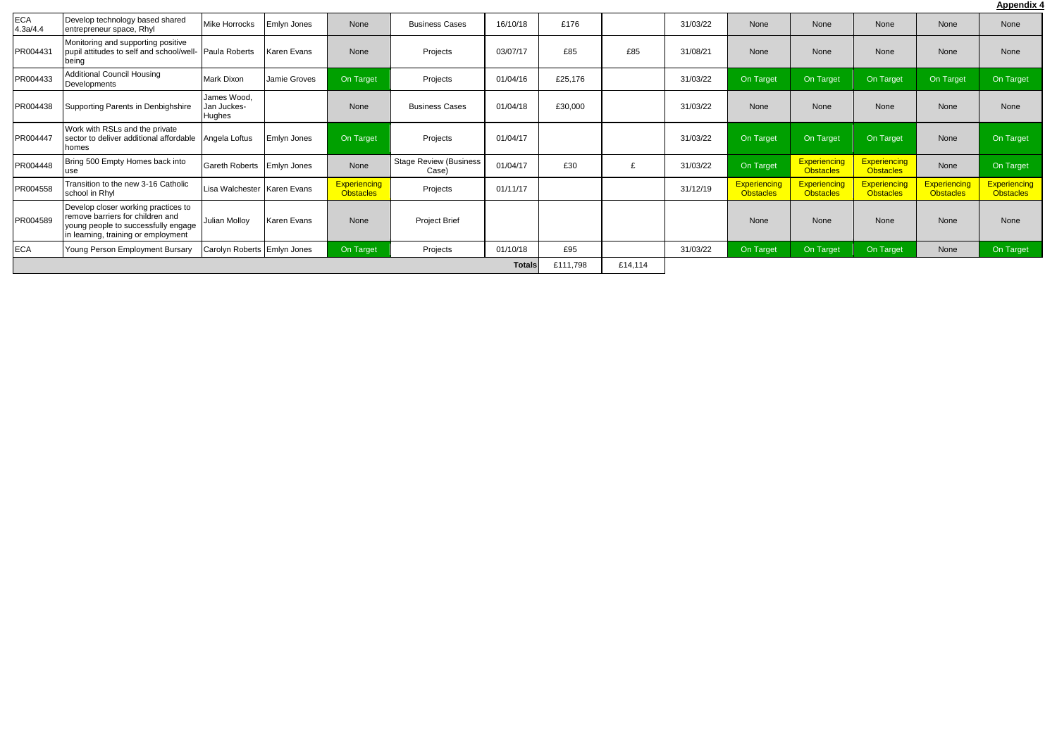**Appendix 4**

| | | | | | | | | | | | | | | | |
|---|---|---|---|---|---|---|---|---|---|---|---|---|---|---|---|
| ECA 4.3a/4.4 | Develop technology based shared entrepreneur space, Rhyl | Mike Horrocks | Emlyn Jones | None | Business Cases | 16/10/18 | £176 | | 31/03/22 | None | None | None | None | None |
| PR004431 | Monitoring and supporting positive pupil attitudes to self and school/well-being | Paula Roberts | Karen Evans | None | Projects | 03/07/17 | £85 | £85 | 31/08/21 | None | None | None | None | None |
| PR004433 | Additional Council Housing Developments | Mark Dixon | Jamie Groves | On Target | Projects | 01/04/16 | £25,176 | | 31/03/22 | On Target | On Target | On Target | On Target | On Target |
| PR004438 | Supporting Parents in Denbighshire | James Wood, Jan Juckes-Hughes | | None | Business Cases | 01/04/18 | £30,000 | | 31/03/22 | None | None | None | None | None |
| PR004447 | Work with RSLs and the private sector to deliver additional affordable homes | Angela Loftus | Emlyn Jones | On Target | Projects | 01/04/17 | | | 31/03/22 | On Target | On Target | On Target | None | On Target |
| PR004448 | Bring 500 Empty Homes back into use | Gareth Roberts | Emlyn Jones | None | Stage Review (Business Case) | 01/04/17 | £30 | £ | 31/03/22 | On Target | Experiencing Obstacles | Experiencing Obstacles | None | On Target |
| PR004558 | Transition to the new 3-16 Catholic school in Rhyl | Lisa Walchester | Karen Evans | Experiencing Obstacles | Projects | 01/11/17 | | | 31/12/19 | Experiencing Obstacles | Experiencing Obstacles | Experiencing Obstacles | Experiencing Obstacles | Experiencing Obstacles |
| PR004589 | Develop closer working practices to remove barriers for children and young people to successfully engage in learning, training or employment | Julian Molloy | Karen Evans | None | Project Brief | | | | | None | None | None | None | None |
| ECA | Young Person Employment Bursary | Carolyn Roberts | Emlyn Jones | On Target | Projects | 01/10/18 | £95 | | 31/03/22 | On Target | On Target | On Target | None | On Target |
| | | | | | | **Totals** | £111,798 | £14,114 | | | | | | |